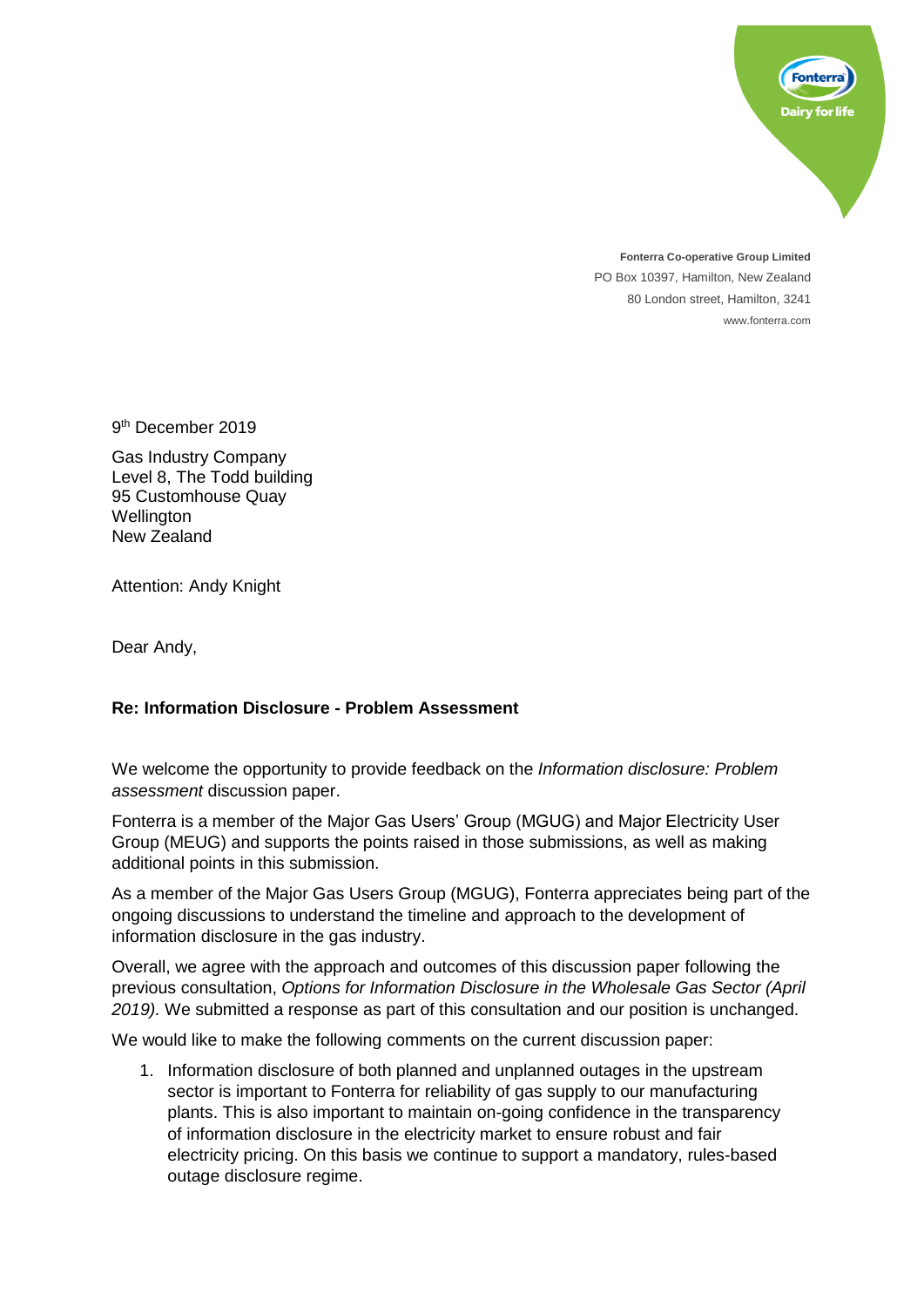**Fonterra Co-operative Group Limited**
PO Box 10397, Hamilton, New Zealand
80 London street, Hamilton, 3241
www.fonterra.com

9th December 2019

Gas Industry Company
Level 8, The Todd building
95 Customhouse Quay
Wellington
New Zealand

Attention: Andy Knight

Dear Andy,

**Re: Information Disclosure - Problem Assessment**

We welcome the opportunity to provide feedback on the *Information disclosure: Problem assessment* discussion paper.

Fonterra is a member of the Major Gas Users' Group (MGUG) and Major Electricity User Group (MEUG) and supports the points raised in those submissions, as well as making additional points in this submission.

As a member of the Major Gas Users Group (MGUG), Fonterra appreciates being part of the ongoing discussions to understand the timeline and approach to the development of information disclosure in the gas industry.

Overall, we agree with the approach and outcomes of this discussion paper following the previous consultation, *Options for Information Disclosure in the Wholesale Gas Sector (April 2019)*. We submitted a response as part of this consultation and our position is unchanged.

We would like to make the following comments on the current discussion paper:

1. Information disclosure of both planned and unplanned outages in the upstream sector is important to Fonterra for reliability of gas supply to our manufacturing plants. This is also important to maintain on-going confidence in the transparency of information disclosure in the electricity market to ensure robust and fair electricity pricing. On this basis we continue to support a mandatory, rules-based outage disclosure regime.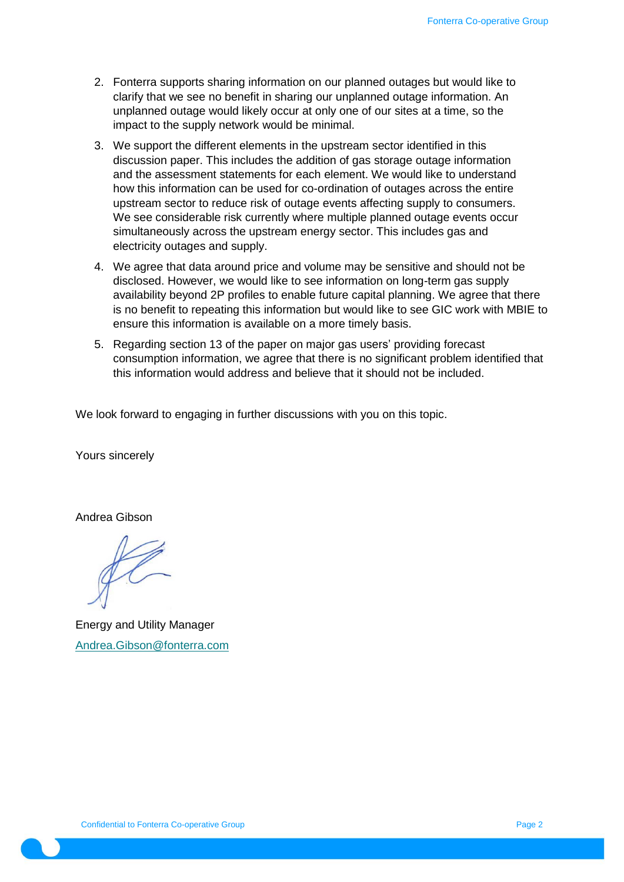2. Fonterra supports sharing information on our planned outages but would like to clarify that we see no benefit in sharing our unplanned outage information. An unplanned outage would likely occur at only one of our sites at a time, so the impact to the supply network would be minimal.
3. We support the different elements in the upstream sector identified in this discussion paper. This includes the addition of gas storage outage information and the assessment statements for each element. We would like to understand how this information can be used for co-ordination of outages across the entire upstream sector to reduce risk of outage events affecting supply to consumers. We see considerable risk currently where multiple planned outage events occur simultaneously across the upstream energy sector. This includes gas and electricity outages and supply.
4. We agree that data around price and volume may be sensitive and should not be disclosed. However, we would like to see information on long-term gas supply availability beyond 2P profiles to enable future capital planning. We agree that there is no benefit to repeating this information but would like to see GIC work with MBIE to ensure this information is available on a more timely basis.
5. Regarding section 13 of the paper on major gas users' providing forecast consumption information, we agree that there is no significant problem identified that this information would address and believe that it should not be included.

We look forward to engaging in further discussions with you on this topic.

Yours sincerely

Andrea Gibson

Energy and Utility Manager
Andrea.Gibson@fonterra.com